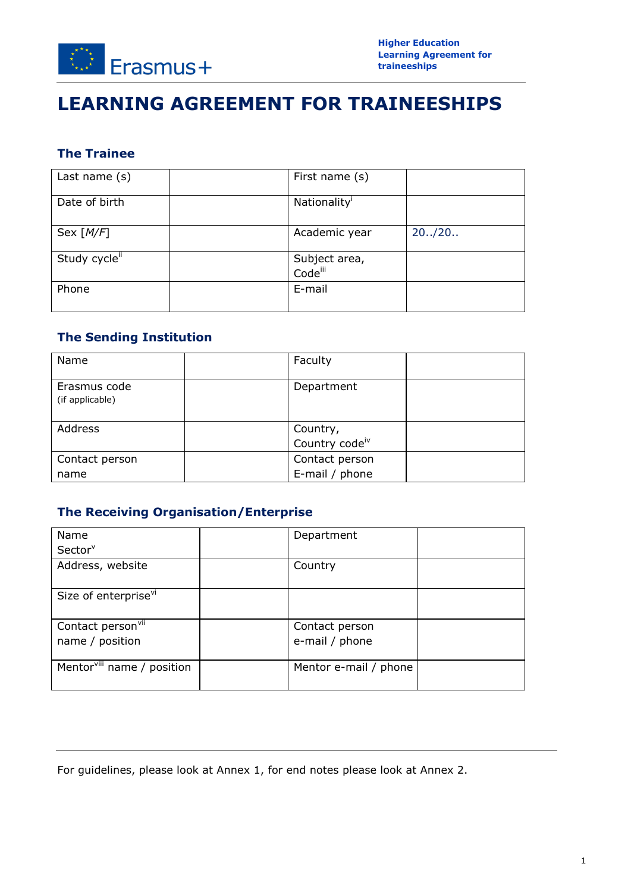# LEARNING AGREEMENT FOR TRAINEESHIPS

## The Trainee

| Last name (s) | | First name (s) | |
|---|---|---|---|
| Date of birth | | Nationality[i] | |
| Sex [*M/F*] | | Academic year | 20../20.. |
| Study cycle[ii] | | Subject area, Code[iii] | |
| Phone | | E-mail | |

## The Sending Institution

| Name | | Faculty | |
|---|---|---|---|
| Erasmus code (if applicable) | | Department | |
| Address | | Country, Country code[iv] | |
| Contact person name | | Contact person E-mail / phone | |

## The Receiving Organisation/Enterprise

| Name Sector[v] | | Department | |
|---|---|---|---|
| Address, website | | Country | |
| Size of enterprise[vi] | | | |
| Contact person[vii] name / position | | Contact person e-mail / phone | |
| Mentor[viii] name / position | | Mentor e-mail / phone | |

For guidelines, please look at Annex 1, for end notes please look at Annex 2.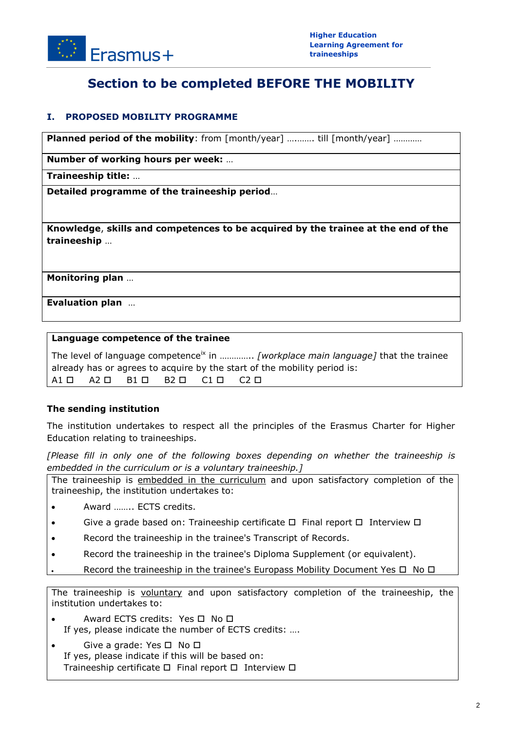# Section to be completed BEFORE THE MOBILITY

## I. PROPOSED MOBILITY PROGRAMME

**Planned period of the mobility**: from [month/year] ………. till [month/year] …………

**Number of working hours per week:** …

**Traineeship title:** …

**Detailed programme of the traineeship period**…

**Knowledge, skills and competences to be acquired by the trainee at the end of the traineeship** …

**Monitoring plan** …

**Evaluation plan** …

**Language competence of the trainee**

The level of language competence[ix] in …………. *[workplace main language]* that the trainee already has or agrees to acquire by the start of the mobility period is:
A1 ☐ A2 ☐ B1 ☐ B2 ☐ C1 ☐ C2 ☐

**The sending institution**

The institution undertakes to respect all the principles of the Erasmus Charter for Higher Education relating to traineeships.

*[Please fill in only one of the following boxes depending on whether the traineeship is embedded in the curriculum or is a voluntary traineeship.]*

The traineeship is embedded in the curriculum and upon satisfactory completion of the traineeship, the institution undertakes to:

- Award …….. ECTS credits.
- Give a grade based on: Traineeship certificate ☐ Final report ☐ Interview ☐
- Record the traineeship in the trainee's Transcript of Records.
- Record the traineeship in the trainee's Diploma Supplement (or equivalent).
- Record the traineeship in the trainee's Europass Mobility Document Yes ☐ No ☐

The traineeship is voluntary and upon satisfactory completion of the traineeship, the institution undertakes to:

- Award ECTS credits: Yes ☐ No ☐
  If yes, please indicate the number of ECTS credits: ….
- Give a grade: Yes ☐ No ☐
  If yes, please indicate if this will be based on:
  Traineeship certificate ☐ Final report ☐ Interview ☐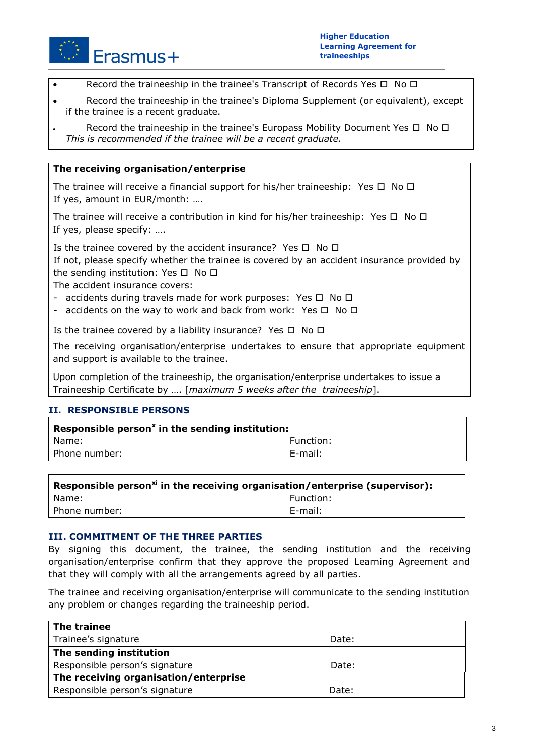- Record the traineeship in the trainee's Transcript of Records Yes ☐ No ☐
- Record the traineeship in the trainee's Diploma Supplement (or equivalent), except if the trainee is a recent graduate.
- Record the traineeship in the trainee's Europass Mobility Document Yes ☐ No ☐
  *This is recommended if the trainee will be a recent graduate.*

**The receiving organisation/enterprise**

The trainee will receive a financial support for his/her traineeship: Yes ☐ No ☐
If yes, amount in EUR/month: ….

The trainee will receive a contribution in kind for his/her traineeship: Yes ☐ No ☐
If yes, please specify: ….

Is the trainee covered by the accident insurance? Yes ☐ No ☐
If not, please specify whether the trainee is covered by an accident insurance provided by the sending institution: Yes ☐ No ☐
The accident insurance covers:
- accidents during travels made for work purposes: Yes ☐ No ☐
- accidents on the way to work and back from work: Yes ☐ No ☐

Is the trainee covered by a liability insurance? Yes ☐ No ☐

The receiving organisation/enterprise undertakes to ensure that appropriate equipment and support is available to the trainee.

Upon completion of the traineeship, the organisation/enterprise undertakes to issue a Traineeship Certificate by …. [*maximum 5 weeks after the traineeship*].

## II. RESPONSIBLE PERSONS

| **Responsible person[x] in the sending institution:** | |
|---|---|
| Name: | Function: |
| Phone number: | E-mail: |

| **Responsible person[xi] in the receiving organisation/enterprise (supervisor):** | |
|---|---|
| Name: | Function: |
| Phone number: | E-mail: |

## III. COMMITMENT OF THE THREE PARTIES

By signing this document, the trainee, the sending institution and the receiving organisation/enterprise confirm that they approve the proposed Learning Agreement and that they will comply with all the arrangements agreed by all parties.

The trainee and receiving organisation/enterprise will communicate to the sending institution any problem or changes regarding the traineeship period.

| **The trainee** | |
|---|---|
| Trainee's signature | Date: |
| **The sending institution** | |
| Responsible person's signature | Date: |
| **The receiving organisation/enterprise** | |
| Responsible person's signature | Date: |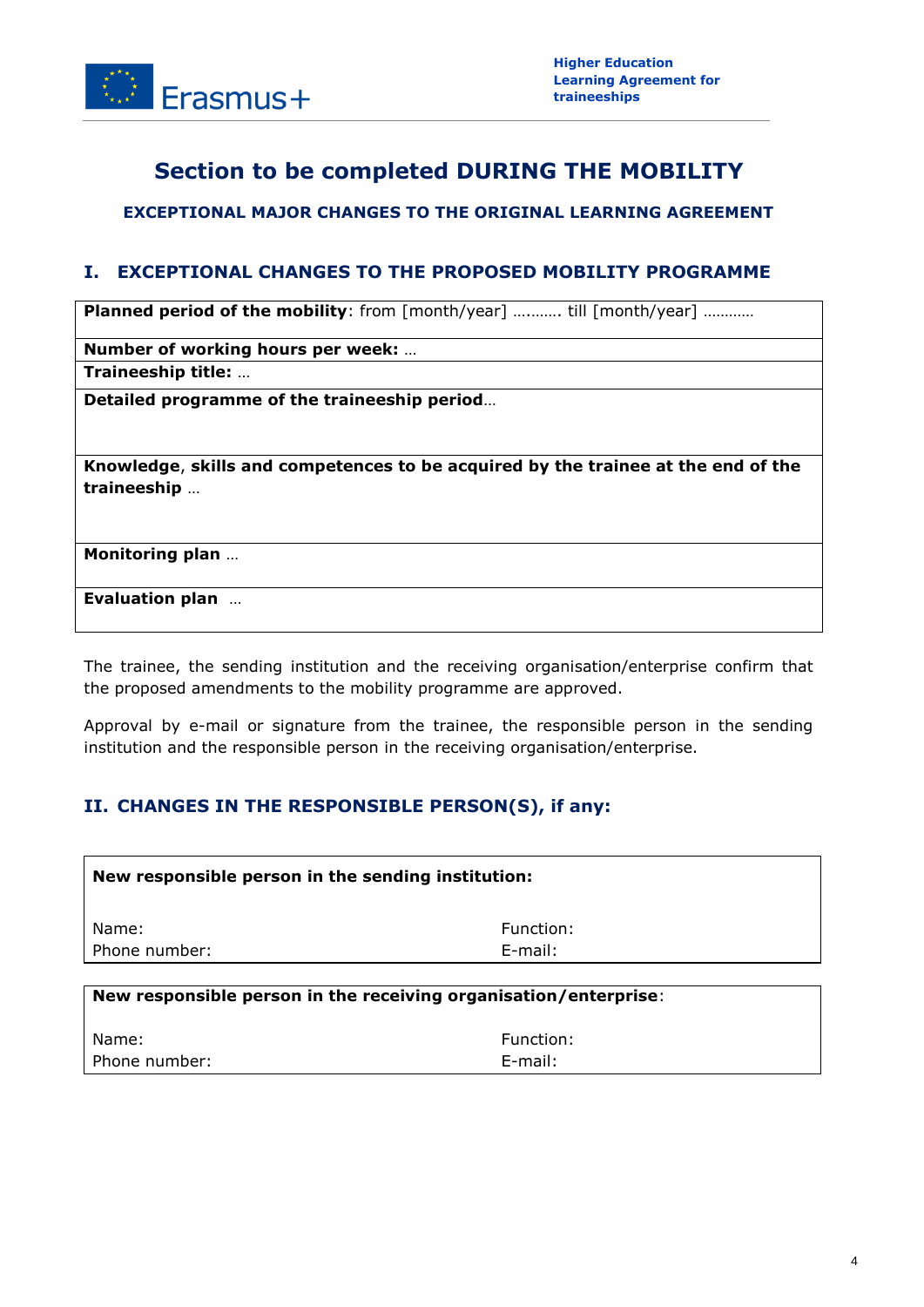# Section to be completed DURING THE MOBILITY

### EXCEPTIONAL MAJOR CHANGES TO THE ORIGINAL LEARNING AGREEMENT

## I. EXCEPTIONAL CHANGES TO THE PROPOSED MOBILITY PROGRAMME

| **Planned period of the mobility**: from [month/year] ………. till [month/year] ………… |
|---|
| **Number of working hours per week:** … |
| **Traineeship title:** … |
| **Detailed programme of the traineeship period**… |
| **Knowledge, skills and competences to be acquired by the trainee at the end of the traineeship** … |
| **Monitoring plan** … |
| **Evaluation plan** … |

The trainee, the sending institution and the receiving organisation/enterprise confirm that the proposed amendments to the mobility programme are approved.

Approval by e-mail or signature from the trainee, the responsible person in the sending institution and the responsible person in the receiving organisation/enterprise.

## II. CHANGES IN THE RESPONSIBLE PERSON(S), if any:

| **New responsible person in the sending institution:** | |
|---|---|
| Name: | Function: |
| Phone number: | E-mail: |

| **New responsible person in the receiving organisation/enterprise**: | |
|---|---|
| Name: | Function: |
| Phone number: | E-mail: |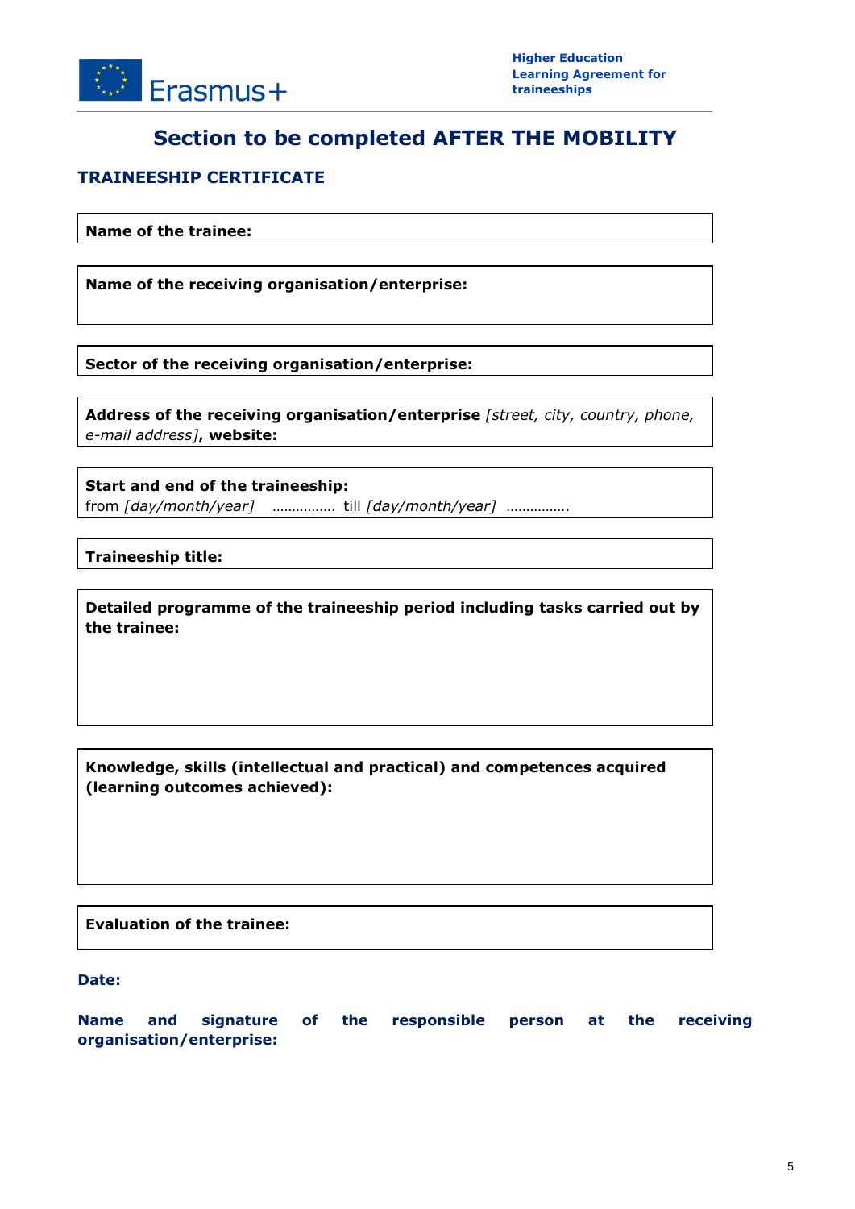# Section to be completed AFTER THE MOBILITY

## TRAINEESHIP CERTIFICATE

**Name of the trainee:**

**Name of the receiving organisation/enterprise:**

**Sector of the receiving organisation/enterprise:**

**Address of the receiving organisation/enterprise** *[street, city, country, phone, e-mail address]*, **website:**

**Start and end of the traineeship:**
from *[day/month/year]* ……………. till *[day/month/year]* …………….

**Traineeship title:**

**Detailed programme of the traineeship period including tasks carried out by the trainee:**

**Knowledge, skills (intellectual and practical) and competences acquired (learning outcomes achieved):**

**Evaluation of the trainee:**

**Date:**

**Name and signature of the responsible person at the receiving organisation/enterprise:**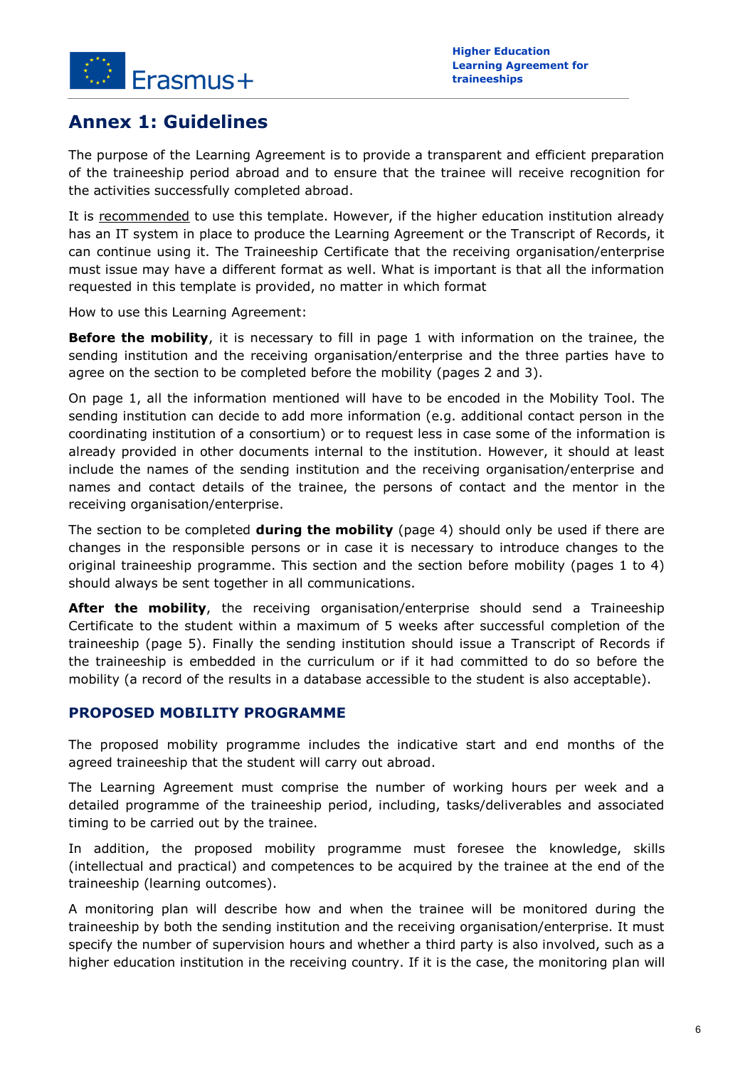# Annex 1: Guidelines

The purpose of the Learning Agreement is to provide a transparent and efficient preparation of the traineeship period abroad and to ensure that the trainee will receive recognition for the activities successfully completed abroad.

It is recommended to use this template. However, if the higher education institution already has an IT system in place to produce the Learning Agreement or the Transcript of Records, it can continue using it. The Traineeship Certificate that the receiving organisation/enterprise must issue may have a different format as well. What is important is that all the information requested in this template is provided, no matter in which format

How to use this Learning Agreement:

**Before the mobility**, it is necessary to fill in page 1 with information on the trainee, the sending institution and the receiving organisation/enterprise and the three parties have to agree on the section to be completed before the mobility (pages 2 and 3).

On page 1, all the information mentioned will have to be encoded in the Mobility Tool. The sending institution can decide to add more information (e.g. additional contact person in the coordinating institution of a consortium) or to request less in case some of the information is already provided in other documents internal to the institution. However, it should at least include the names of the sending institution and the receiving organisation/enterprise and names and contact details of the trainee, the persons of contact and the mentor in the receiving organisation/enterprise.

The section to be completed **during the mobility** (page 4) should only be used if there are changes in the responsible persons or in case it is necessary to introduce changes to the original traineeship programme. This section and the section before mobility (pages 1 to 4) should always be sent together in all communications.

**After the mobility**, the receiving organisation/enterprise should send a Traineeship Certificate to the student within a maximum of 5 weeks after successful completion of the traineeship (page 5). Finally the sending institution should issue a Transcript of Records if the traineeship is embedded in the curriculum or if it had committed to do so before the mobility (a record of the results in a database accessible to the student is also acceptable).

## PROPOSED MOBILITY PROGRAMME

The proposed mobility programme includes the indicative start and end months of the agreed traineeship that the student will carry out abroad.

The Learning Agreement must comprise the number of working hours per week and a detailed programme of the traineeship period, including, tasks/deliverables and associated timing to be carried out by the trainee.

In addition, the proposed mobility programme must foresee the knowledge, skills (intellectual and practical) and competences to be acquired by the trainee at the end of the traineeship (learning outcomes).

A monitoring plan will describe how and when the trainee will be monitored during the traineeship by both the sending institution and the receiving organisation/enterprise. It must specify the number of supervision hours and whether a third party is also involved, such as a higher education institution in the receiving country. If it is the case, the monitoring plan will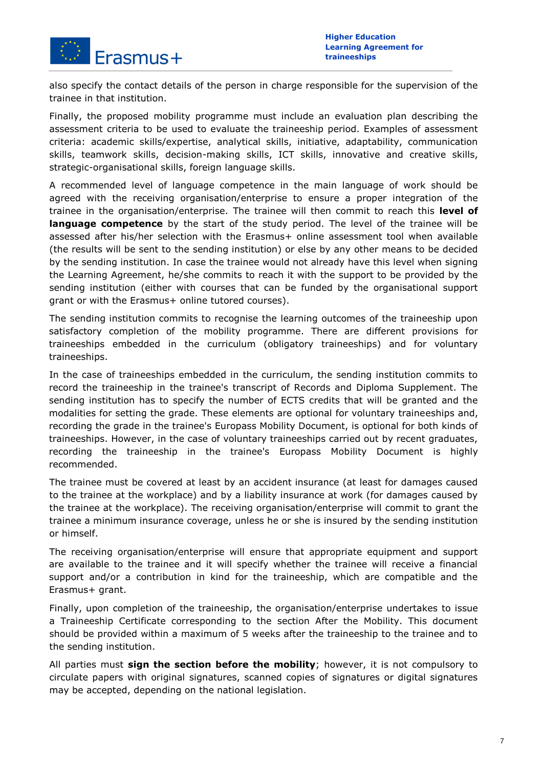also specify the contact details of the person in charge responsible for the supervision of the trainee in that institution.

Finally, the proposed mobility programme must include an evaluation plan describing the assessment criteria to be used to evaluate the traineeship period. Examples of assessment criteria: academic skills/expertise, analytical skills, initiative, adaptability, communication skills, teamwork skills, decision-making skills, ICT skills, innovative and creative skills, strategic-organisational skills, foreign language skills.

A recommended level of language competence in the main language of work should be agreed with the receiving organisation/enterprise to ensure a proper integration of the trainee in the organisation/enterprise. The trainee will then commit to reach this **level of language competence** by the start of the study period. The level of the trainee will be assessed after his/her selection with the Erasmus+ online assessment tool when available (the results will be sent to the sending institution) or else by any other means to be decided by the sending institution. In case the trainee would not already have this level when signing the Learning Agreement, he/she commits to reach it with the support to be provided by the sending institution (either with courses that can be funded by the organisational support grant or with the Erasmus+ online tutored courses).

The sending institution commits to recognise the learning outcomes of the traineeship upon satisfactory completion of the mobility programme. There are different provisions for traineeships embedded in the curriculum (obligatory traineeships) and for voluntary traineeships.

In the case of traineeships embedded in the curriculum, the sending institution commits to record the traineeship in the trainee's transcript of Records and Diploma Supplement. The sending institution has to specify the number of ECTS credits that will be granted and the modalities for setting the grade. These elements are optional for voluntary traineeships and, recording the grade in the trainee's Europass Mobility Document, is optional for both kinds of traineeships. However, in the case of voluntary traineeships carried out by recent graduates, recording the traineeship in the trainee's Europass Mobility Document is highly recommended.

The trainee must be covered at least by an accident insurance (at least for damages caused to the trainee at the workplace) and by a liability insurance at work (for damages caused by the trainee at the workplace). The receiving organisation/enterprise will commit to grant the trainee a minimum insurance coverage, unless he or she is insured by the sending institution or himself.

The receiving organisation/enterprise will ensure that appropriate equipment and support are available to the trainee and it will specify whether the trainee will receive a financial support and/or a contribution in kind for the traineeship, which are compatible and the Erasmus+ grant.

Finally, upon completion of the traineeship, the organisation/enterprise undertakes to issue a Traineeship Certificate corresponding to the section After the Mobility. This document should be provided within a maximum of 5 weeks after the traineeship to the trainee and to the sending institution.

All parties must **sign the section before the mobility**; however, it is not compulsory to circulate papers with original signatures, scanned copies of signatures or digital signatures may be accepted, depending on the national legislation.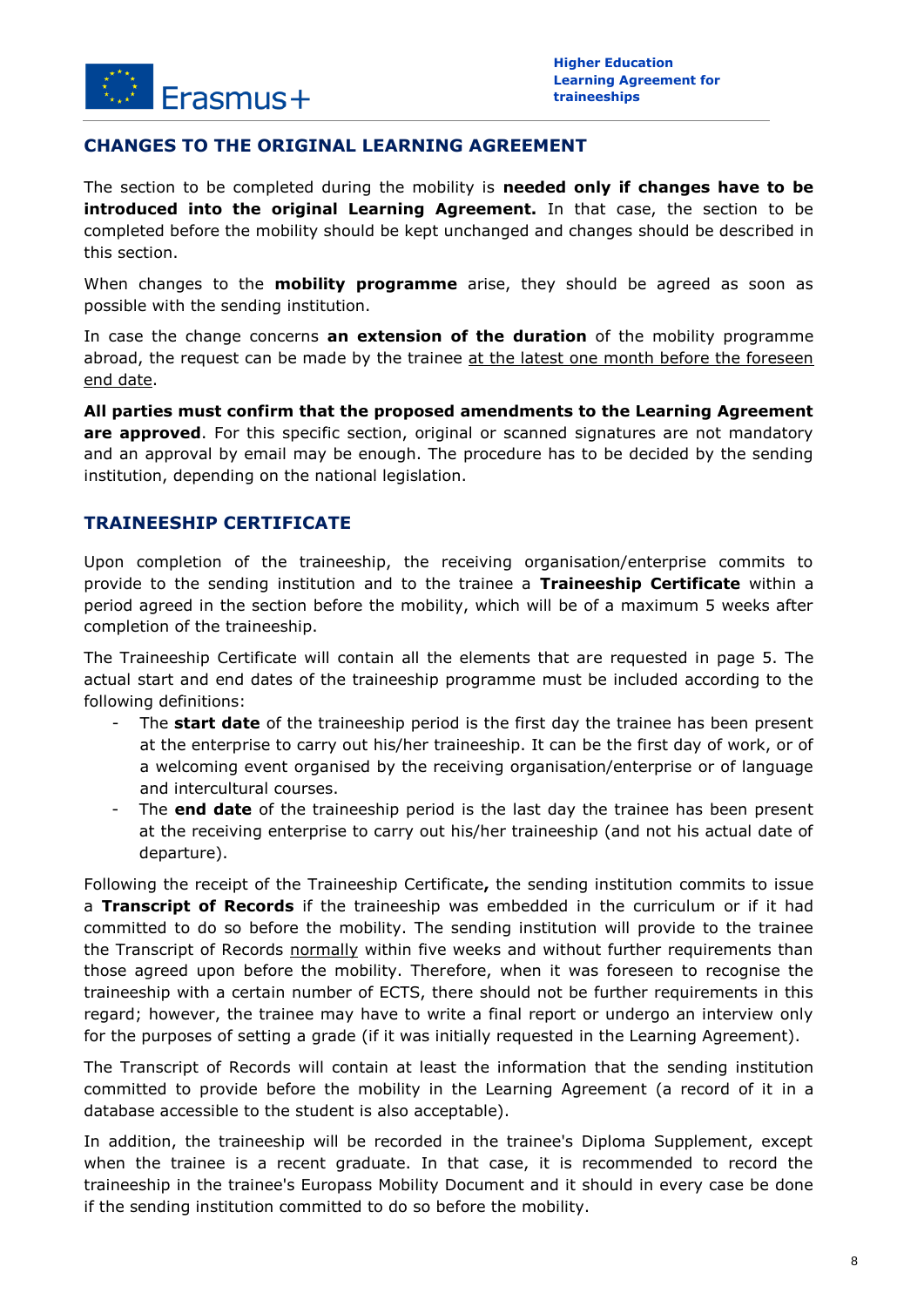## CHANGES TO THE ORIGINAL LEARNING AGREEMENT

The section to be completed during the mobility is **needed only if changes have to be introduced into the original Learning Agreement.** In that case, the section to be completed before the mobility should be kept unchanged and changes should be described in this section.

When changes to the **mobility programme** arise, they should be agreed as soon as possible with the sending institution.

In case the change concerns **an extension of the duration** of the mobility programme abroad, the request can be made by the trainee <u>at the latest one month before the foreseen end date</u>.

**All parties must confirm that the proposed amendments to the Learning Agreement are approved**. For this specific section, original or scanned signatures are not mandatory and an approval by email may be enough. The procedure has to be decided by the sending institution, depending on the national legislation.

## TRAINEESHIP CERTIFICATE

Upon completion of the traineeship, the receiving organisation/enterprise commits to provide to the sending institution and to the trainee a **Traineeship Certificate** within a period agreed in the section before the mobility, which will be of a maximum 5 weeks after completion of the traineeship.

The Traineeship Certificate will contain all the elements that are requested in page 5. The actual start and end dates of the traineeship programme must be included according to the following definitions:

- The **start date** of the traineeship period is the first day the trainee has been present at the enterprise to carry out his/her traineeship. It can be the first day of work, or of a welcoming event organised by the receiving organisation/enterprise or of language and intercultural courses.
- The **end date** of the traineeship period is the last day the trainee has been present at the receiving enterprise to carry out his/her traineeship (and not his actual date of departure).

Following the receipt of the Traineeship Certificate**,** the sending institution commits to issue a **Transcript of Records** if the traineeship was embedded in the curriculum or if it had committed to do so before the mobility. The sending institution will provide to the trainee the Transcript of Records <u>normally</u> within five weeks and without further requirements than those agreed upon before the mobility. Therefore, when it was foreseen to recognise the traineeship with a certain number of ECTS, there should not be further requirements in this regard; however, the trainee may have to write a final report or undergo an interview only for the purposes of setting a grade (if it was initially requested in the Learning Agreement).

The Transcript of Records will contain at least the information that the sending institution committed to provide before the mobility in the Learning Agreement (a record of it in a database accessible to the student is also acceptable).

In addition, the traineeship will be recorded in the trainee's Diploma Supplement, except when the trainee is a recent graduate. In that case, it is recommended to record the traineeship in the trainee's Europass Mobility Document and it should in every case be done if the sending institution committed to do so before the mobility.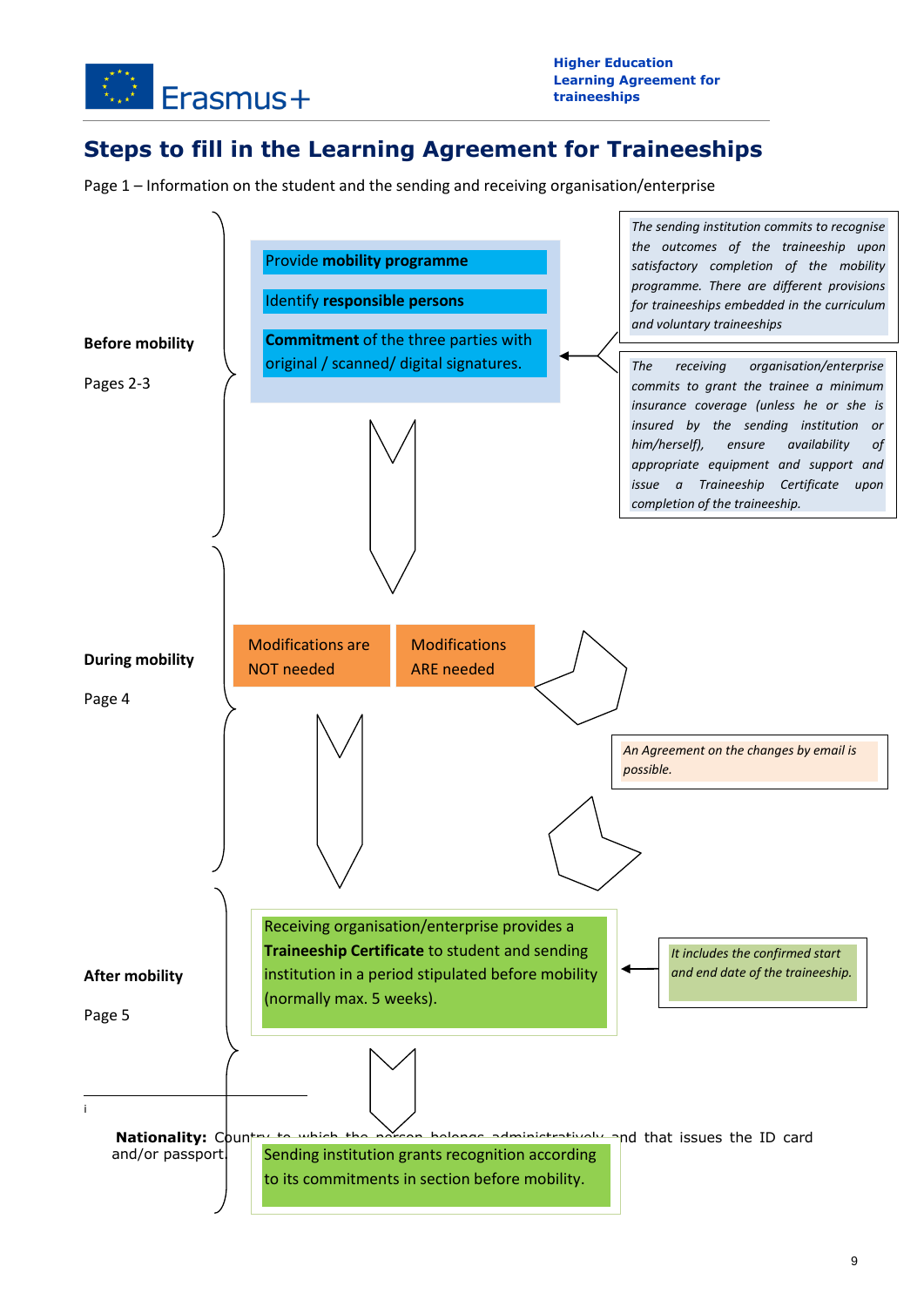## Steps to fill in the Learning Agreement for Traineeships

Page 1 – Information on the student and the sending and receiving organisation/enterprise

**Before mobility**

Pages 2-3

Provide **mobility programme**

Identify **responsible persons**

**Commitment** of the three parties with original / scanned/ digital signatures.

*The sending institution commits to recognise the outcomes of the traineeship upon satisfactory completion of the mobility programme. There are different provisions for traineeships embedded in the curriculum and voluntary traineeships*

*The receiving organisation/enterprise commits to grant the trainee a minimum insurance coverage (unless he or she is insured by the sending institution or him/herself), ensure availability of appropriate equipment and support and issue a Traineeship Certificate upon completion of the traineeship.*

**During mobility**

Page 4

Modifications are NOT needed

Modifications ARE needed

*An Agreement on the changes by email is possible.*

**After mobility**

Page 5

Receiving organisation/enterprise provides a **Traineeship Certificate** to student and sending institution in a period stipulated before mobility (normally max. 5 weeks).

*It includes the confirmed start and end date of the traineeship.*

Sending institution grants recognition according to its commitments in section before mobility.

---

i **Nationality:** Country to which the person belongs administratively and that issues the ID card and/or passport.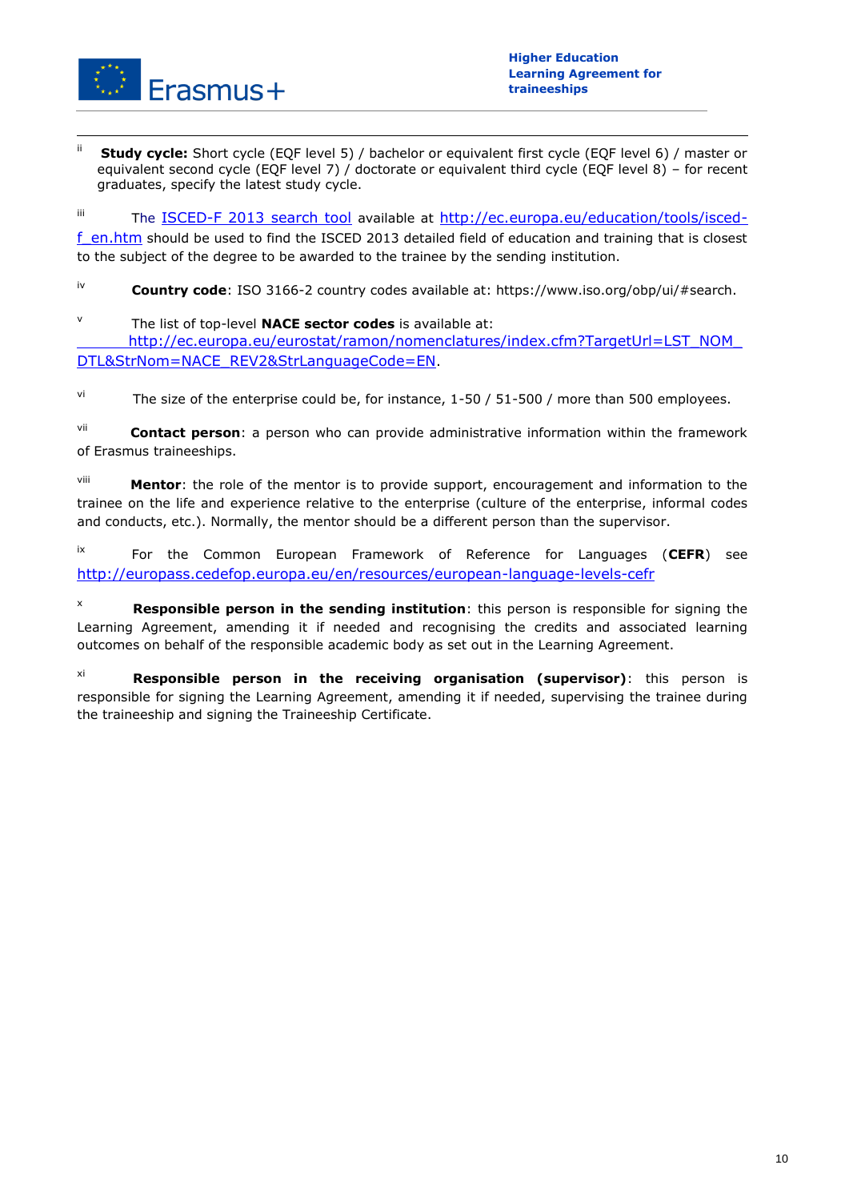[ii] **Study cycle:** Short cycle (EQF level 5) / bachelor or equivalent first cycle (EQF level 6) / master or equivalent second cycle (EQF level 7) / doctorate or equivalent third cycle (EQF level 8) – for recent graduates, specify the latest study cycle.

[iii] The ISCED-F 2013 search tool available at http://ec.europa.eu/education/tools/isced-f_en.htm should be used to find the ISCED 2013 detailed field of education and training that is closest to the subject of the degree to be awarded to the trainee by the sending institution.

[iv] **Country code**: ISO 3166-2 country codes available at: https://www.iso.org/obp/ui/#search.

[v] The list of top-level **NACE sector codes** is available at: http://ec.europa.eu/eurostat/ramon/nomenclatures/index.cfm?TargetUrl=LST_NOM_DTL&StrNom=NACE_REV2&StrLanguageCode=EN.

[vi] The size of the enterprise could be, for instance, 1-50 / 51-500 / more than 500 employees.

[vii] **Contact person**: a person who can provide administrative information within the framework of Erasmus traineeships.

[viii] **Mentor**: the role of the mentor is to provide support, encouragement and information to the trainee on the life and experience relative to the enterprise (culture of the enterprise, informal codes and conducts, etc.). Normally, the mentor should be a different person than the supervisor.

[ix] For the Common European Framework of Reference for Languages (**CEFR**) see http://europass.cedefop.europa.eu/en/resources/european-language-levels-cefr

[x] **Responsible person in the sending institution**: this person is responsible for signing the Learning Agreement, amending it if needed and recognising the credits and associated learning outcomes on behalf of the responsible academic body as set out in the Learning Agreement.

[xi] **Responsible person in the receiving organisation (supervisor)**: this person is responsible for signing the Learning Agreement, amending it if needed, supervising the trainee during the traineeship and signing the Traineeship Certificate.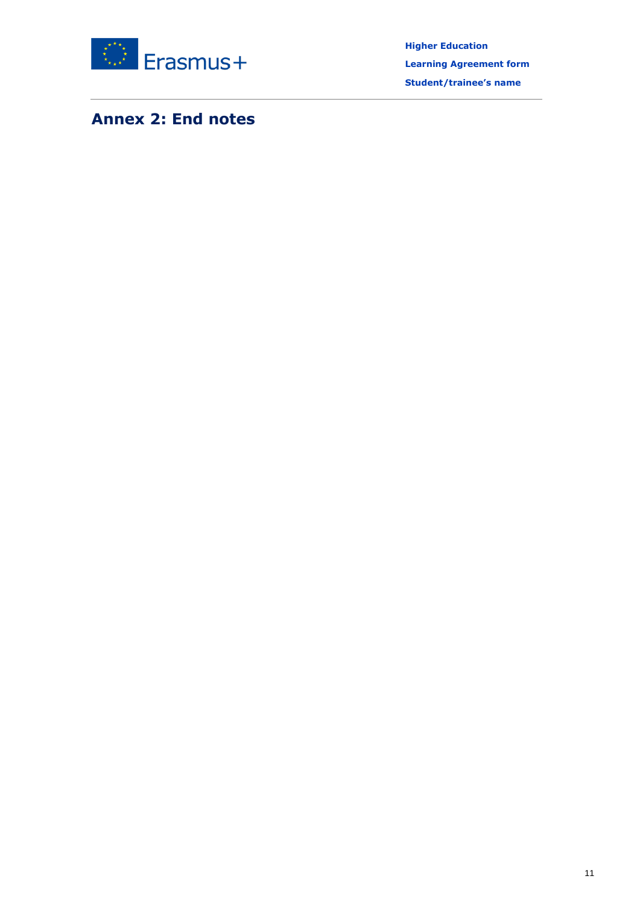## Annex 2: End notes